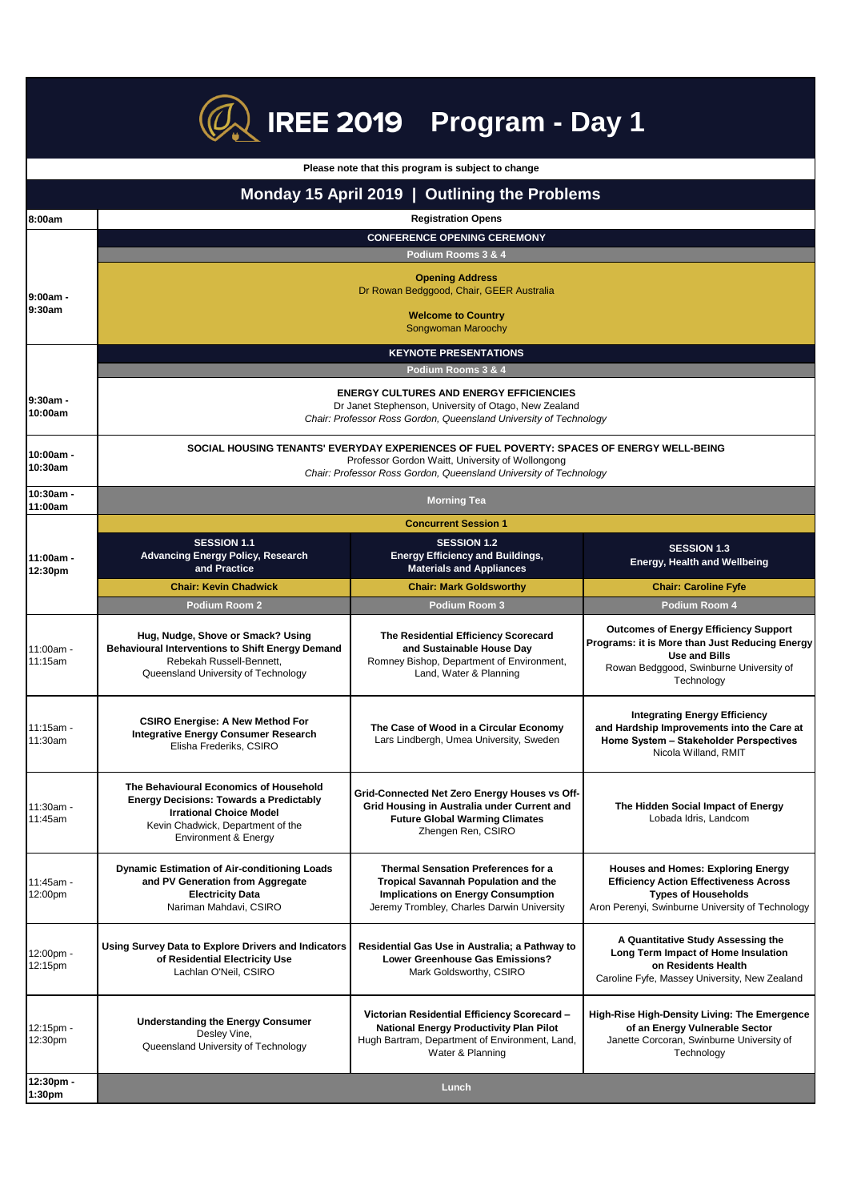# IREE 2019 Program - Day 1

**Please note that this program is subject to change**

## Monday 15 April 2019 | Outlining the Problems

| | | | |
|---|---|---|---|
| **8:00am** | **Registration Opens** | | |
| **9:00am - 9:30am** | **CONFERENCE OPENING CEREMONY**<br>**Podium Rooms 3 & 4**<br>**Opening Address**<br>Dr Rowan Bedggood, Chair, GEER Australia<br>**Welcome to Country**<br>Songwoman Maroochy | | |
| **9:30am - 10:00am** | **KEYNOTE PRESENTATIONS**<br>**Podium Rooms 3 & 4**<br>**ENERGY CULTURES AND ENERGY EFFICIENCIES**<br>Dr Janet Stephenson, University of Otago, New Zealand<br>*Chair: Professor Ross Gordon, Queensland University of Technology* | | |
| **10:00am - 10:30am** | **SOCIAL HOUSING TENANTS' EVERYDAY EXPERIENCES OF FUEL POVERTY: SPACES OF ENERGY WELL-BEING**<br>Professor Gordon Waitt, University of Wollongong<br>*Chair: Professor Ross Gordon, Queensland University of Technology* | | |
| **10:30am - 11:00am** | **Morning Tea** | | |
| **11:00am - 12:30pm** | **Concurrent Session 1** | | |
| | **SESSION 1.1**<br>**Advancing Energy Policy, Research and Practice** | **SESSION 1.2**<br>**Energy Efficiency and Buildings, Materials and Appliances** | **SESSION 1.3**<br>**Energy, Health and Wellbeing** |
| | **Chair: Kevin Chadwick** | **Chair: Mark Goldsworthy** | **Chair: Caroline Fyfe** |
| | **Podium Room 2** | **Podium Room 3** | **Podium Room 4** |
| 11:00am - 11:15am | **Hug, Nudge, Shove or Smack? Using Behavioural Interventions to Shift Energy Demand**<br>Rebekah Russell-Bennett, Queensland University of Technology | **The Residential Efficiency Scorecard and Sustainable House Day**<br>Romney Bishop, Department of Environment, Land, Water & Planning | **Outcomes of Energy Efficiency Support Programs: it is More than Just Reducing Energy Use and Bills**<br>Rowan Bedggood, Swinburne University of Technology |
| 11:15am - 11:30am | **CSIRO Energise: A New Method For Integrative Energy Consumer Research**<br>Elisha Frederiks, CSIRO | **The Case of Wood in a Circular Economy**<br>Lars Lindbergh, Umea University, Sweden | **Integrating Energy Efficiency and Hardship Improvements into the Care at Home System – Stakeholder Perspectives**<br>Nicola Willand, RMIT |
| 11:30am - 11:45am | **The Behavioural Economics of Household Energy Decisions: Towards a Predictably Irrational Choice Model**<br>Kevin Chadwick, Department of the Environment & Energy | **Grid-Connected Net Zero Energy Houses vs Off-Grid Housing in Australia under Current and Future Global Warming Climates**<br>Zhengen Ren, CSIRO | **The Hidden Social Impact of Energy**<br>Lobada Idris, Landcom |
| 11:45am - 12:00pm | **Dynamic Estimation of Air-conditioning Loads and PV Generation from Aggregate Electricity Data**<br>Nariman Mahdavi, CSIRO | **Thermal Sensation Preferences for a Tropical Savannah Population and the Implications on Energy Consumption**<br>Jeremy Trombley, Charles Darwin University | **Houses and Homes: Exploring Energy Efficiency Action Effectiveness Across Types of Households**<br>Aron Perenyi, Swinburne University of Technology |
| 12:00pm - 12:15pm | **Using Survey Data to Explore Drivers and Indicators of Residential Electricity Use**<br>Lachlan O'Neil, CSIRO | **Residential Gas Use in Australia; a Pathway to Lower Greenhouse Gas Emissions?**<br>Mark Goldsworthy, CSIRO | **A Quantitative Study Assessing the Long Term Impact of Home Insulation on Residents Health**<br>Caroline Fyfe, Massey University, New Zealand |
| 12:15pm - 12:30pm | **Understanding the Energy Consumer**<br>Desley Vine, Queensland University of Technology | **Victorian Residential Efficiency Scorecard – National Energy Productivity Plan Pilot**<br>Hugh Bartram, Department of Environment, Land, Water & Planning | **High-Rise High-Density Living: The Emergence of an Energy Vulnerable Sector**<br>Janette Corcoran, Swinburne University of Technology |
| **12:30pm - 1:30pm** | **Lunch** | | |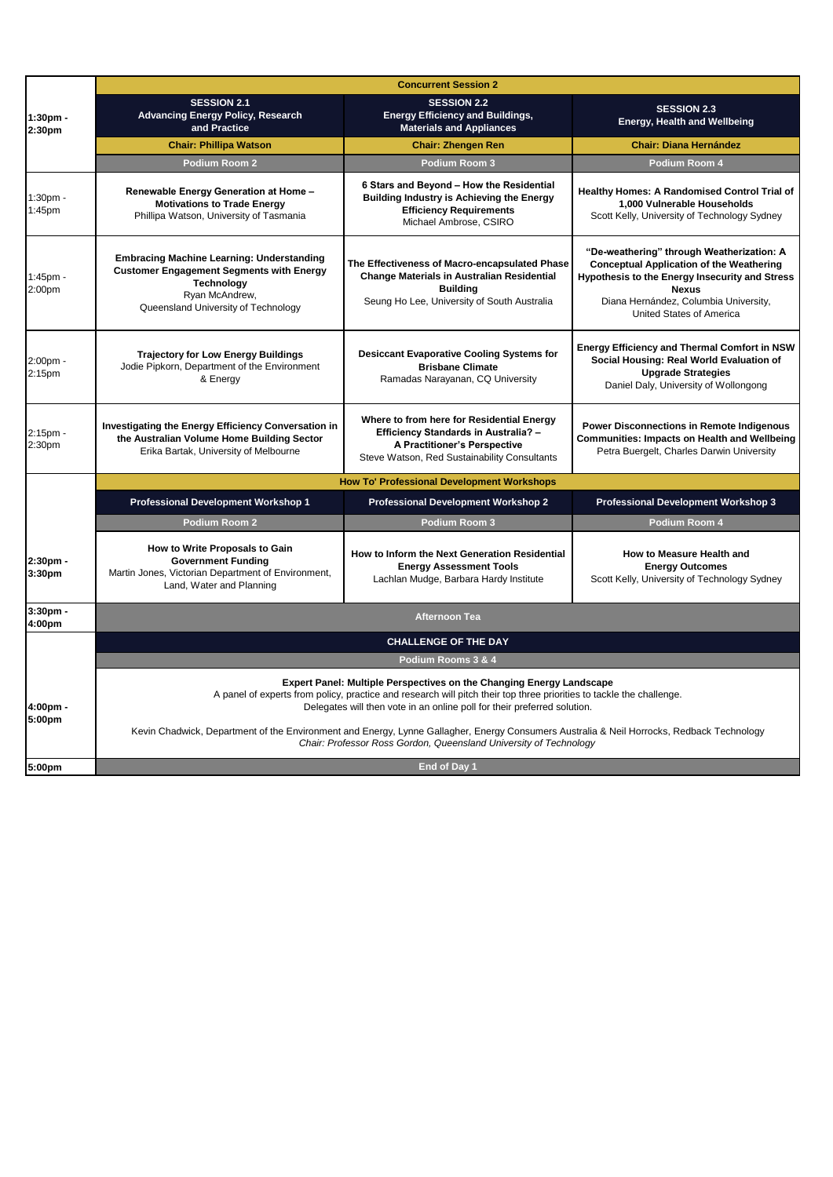| | | | |
|---|---|---|---|
| **1:30pm - 2:30pm** | **Concurrent Session 2** | | |
| | **SESSION 2.1** **Advancing Energy Policy, Research and Practice** | **SESSION 2.2** **Energy Efficiency and Buildings, Materials and Appliances** | **SESSION 2.3** **Energy, Health and Wellbeing** |
| | **Chair: Phillipa Watson** | **Chair: Zhengen Ren** | **Chair: Diana Hernández** |
| | **Podium Room 2** | **Podium Room 3** | **Podium Room 4** |
| 1:30pm - 1:45pm | **Renewable Energy Generation at Home – Motivations to Trade Energy** Phillipa Watson, University of Tasmania | **6 Stars and Beyond – How the Residential Building Industry is Achieving the Energy Efficiency Requirements** Michael Ambrose, CSIRO | **Healthy Homes: A Randomised Control Trial of 1,000 Vulnerable Households** Scott Kelly, University of Technology Sydney |
| 1:45pm - 2:00pm | **Embracing Machine Learning: Understanding Customer Engagement Segments with Energy Technology** Ryan McAndrew, Queensland University of Technology | **The Effectiveness of Macro-encapsulated Phase Change Materials in Australian Residential Building** Seung Ho Lee, University of South Australia | **"De-weathering" through Weatherization: A Conceptual Application of the Weathering Hypothesis to the Energy Insecurity and Stress Nexus** Diana Hernández, Columbia University, United States of America |
| 2:00pm - 2:15pm | **Trajectory for Low Energy Buildings** Jodie Pipkorn, Department of the Environment & Energy | **Desiccant Evaporative Cooling Systems for Brisbane Climate** Ramadas Narayanan, CQ University | **Energy Efficiency and Thermal Comfort in NSW Social Housing: Real World Evaluation of Upgrade Strategies** Daniel Daly, University of Wollongong |
| 2:15pm - 2:30pm | **Investigating the Energy Efficiency Conversation in the Australian Volume Home Building Sector** Erika Bartak, University of Melbourne | **Where to from here for Residential Energy Efficiency Standards in Australia? – A Practitioner's Perspective** Steve Watson, Red Sustainability Consultants | **Power Disconnections in Remote Indigenous Communities: Impacts on Health and Wellbeing** Petra Buergelt, Charles Darwin University |
| **2:30pm - 3:30pm** | **How To' Professional Development Workshops** | | |
| | **Professional Development Workshop 1** | **Professional Development Workshop 2** | **Professional Development Workshop 3** |
| | **Podium Room 2** | **Podium Room 3** | **Podium Room 4** |
| | **How to Write Proposals to Gain Government Funding** Martin Jones, Victorian Department of Environment, Land, Water and Planning | **How to Inform the Next Generation Residential Energy Assessment Tools** Lachlan Mudge, Barbara Hardy Institute | **How to Measure Health and Energy Outcomes** Scott Kelly, University of Technology Sydney |
| **3:30pm - 4:00pm** | **Afternoon Tea** | | |
| **4:00pm - 5:00pm** | **CHALLENGE OF THE DAY** | | |
| | **Podium Rooms 3 & 4** | | |
| | **Expert Panel: Multiple Perspectives on the Changing Energy Landscape** A panel of experts from policy, practice and research will pitch their top three priorities to tackle the challenge. Delegates will then vote in an online poll for their preferred solution. Kevin Chadwick, Department of the Environment and Energy, Lynne Gallagher, Energy Consumers Australia & Neil Horrocks, Redback Technology *Chair: Professor Ross Gordon, Queensland University of Technology* | | |
| **5:00pm** | **End of Day 1** | | |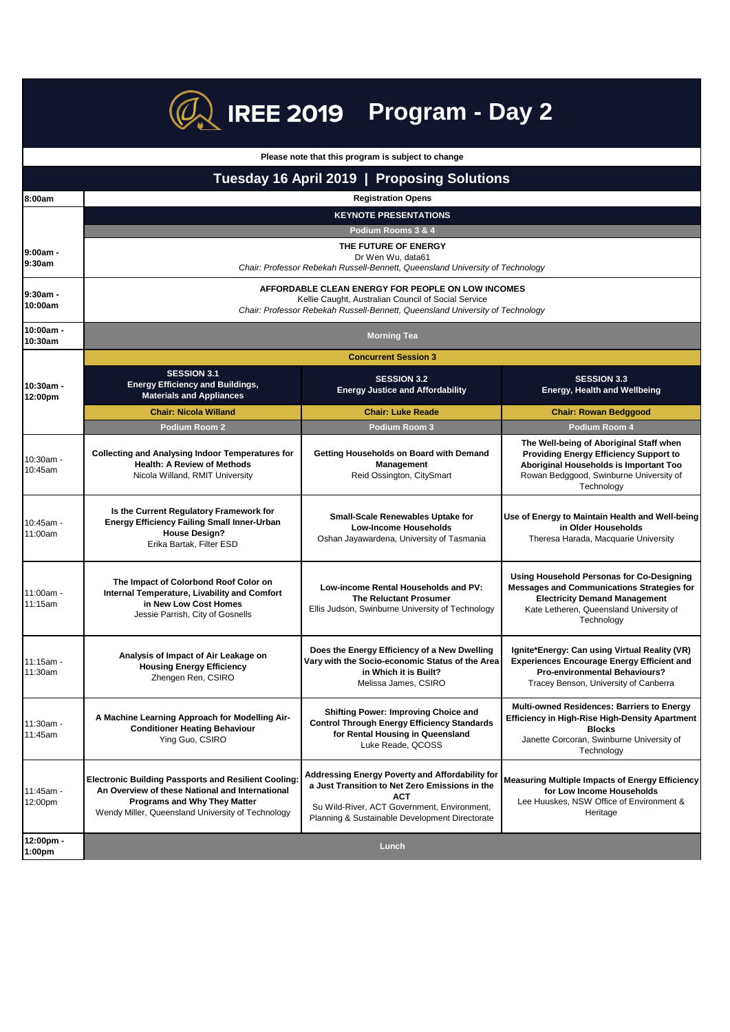# IREE 2019 Program - Day 2

**Please note that this program is subject to change**

## Tuesday 16 April 2019 | Proposing Solutions

| | | | |
|---|---|---|---|
| **8:00am** | **Registration Opens** | | |
| | **KEYNOTE PRESENTATIONS** | | |
| | **Podium Rooms 3 & 4** | | |
| **9:00am - 9:30am** | **THE FUTURE OF ENERGY**<br>Dr Wen Wu, data61<br>*Chair: Professor Rebekah Russell-Bennett, Queensland University of Technology* | | |
| **9:30am - 10:00am** | **AFFORDABLE CLEAN ENERGY FOR PEOPLE ON LOW INCOMES**<br>Kellie Caught, Australian Council of Social Service<br>*Chair: Professor Rebekah Russell-Bennett, Queensland University of Technology* | | |
| **10:00am - 10:30am** | **Morning Tea** | | |
| | **Concurrent Session 3** | | |
| **10:30am - 12:00pm** | **SESSION 3.1**<br>**Energy Efficiency and Buildings, Materials and Appliances** | **SESSION 3.2**<br>**Energy Justice and Affordability** | **SESSION 3.3**<br>**Energy, Health and Wellbeing** |
| | **Chair: Nicola Willand** | **Chair: Luke Reade** | **Chair: Rowan Bedggood** |
| | **Podium Room 2** | **Podium Room 3** | **Podium Room 4** |
| 10:30am - 10:45am | **Collecting and Analysing Indoor Temperatures for Health: A Review of Methods**<br>Nicola Willand, RMIT University | **Getting Households on Board with Demand Management**<br>Reid Ossington, CitySmart | **The Well-being of Aboriginal Staff when Providing Energy Efficiency Support to Aboriginal Households is Important Too**<br>Rowan Bedggood, Swinburne University of Technology |
| 10:45am - 11:00am | **Is the Current Regulatory Framework for Energy Efficiency Failing Small Inner-Urban House Design?**<br>Erika Bartak, Filter ESD | **Small-Scale Renewables Uptake for Low-Income Households**<br>Oshan Jayawardena, University of Tasmania | **Use of Energy to Maintain Health and Well-being in Older Households**<br>Theresa Harada, Macquarie University |
| 11:00am - 11:15am | **The Impact of Colorbond Roof Color on Internal Temperature, Livability and Comfort in New Low Cost Homes**<br>Jessie Parrish, City of Gosnells | **Low-income Rental Households and PV: The Reluctant Prosumer**<br>Ellis Judson, Swinburne University of Technology | **Using Household Personas for Co-Designing Messages and Communications Strategies for Electricity Demand Management**<br>Kate Letheren, Queensland University of Technology |
| 11:15am - 11:30am | **Analysis of Impact of Air Leakage on Housing Energy Efficiency**<br>Zhengen Ren, CSIRO | **Does the Energy Efficiency of a New Dwelling Vary with the Socio-economic Status of the Area in Which it is Built?**<br>Melissa James, CSIRO | **Ignite*Energy: Can using Virtual Reality (VR) Experiences Encourage Energy Efficient and Pro-environmental Behaviours?**<br>Tracey Benson, University of Canberra |
| 11:30am - 11:45am | **A Machine Learning Approach for Modelling Air-Conditioner Heating Behaviour**<br>Ying Guo, CSIRO | **Shifting Power: Improving Choice and Control Through Energy Efficiency Standards for Rental Housing in Queensland**<br>Luke Reade, QCOSS | **Multi-owned Residences: Barriers to Energy Efficiency in High-Rise High-Density Apartment Blocks**<br>Janette Corcoran, Swinburne University of Technology |
| 11:45am - 12:00pm | **Electronic Building Passports and Resilient Cooling: An Overview of these National and International Programs and Why They Matter**<br>Wendy Miller, Queensland University of Technology | **Addressing Energy Poverty and Affordability for a Just Transition to Net Zero Emissions in the ACT**<br>Su Wild-River, ACT Government, Environment, Planning & Sustainable Development Directorate | **Measuring Multiple Impacts of Energy Efficiency for Low Income Households**<br>Lee Huuskes, NSW Office of Environment & Heritage |
| **12:00pm - 1:00pm** | **Lunch** | | |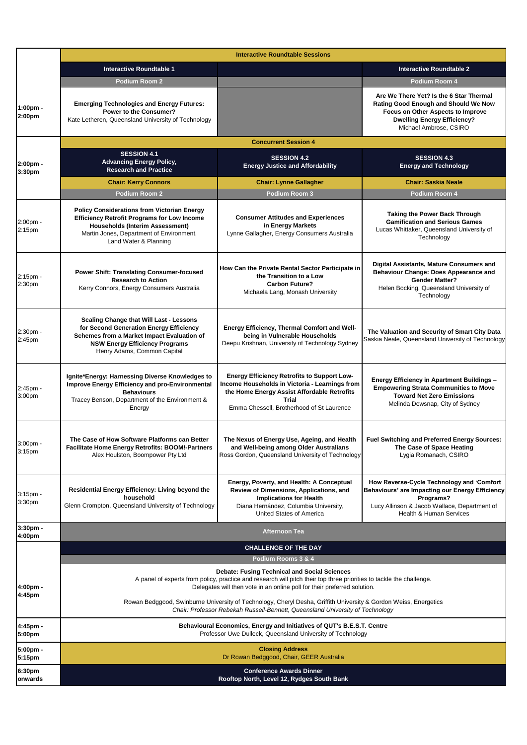| | | | |
|---|---|---|---|
| | **Interactive Roundtable Sessions** | | |
| | **Interactive Roundtable 1** | | **Interactive Roundtable 2** |
| | **Podium Room 2** | | **Podium Room 4** |
| **1:00pm - 2:00pm** | **Emerging Technologies and Energy Futures: Power to the Consumer?** Kate Letheren, Queensland University of Technology | | **Are We There Yet? Is the 6 Star Thermal Rating Good Enough and Should We Now Focus on Other Aspects to Improve Dwelling Energy Efficiency?** Michael Ambrose, CSIRO |
| | **Concurrent Session 4** | | |
| **2:00pm - 3:30pm** | **SESSION 4.1 Advancing Energy Policy, Research and Practice** | **SESSION 4.2 Energy Justice and Affordability** | **SESSION 4.3 Energy and Technology** |
| | **Chair: Kerry Connors** | **Chair: Lynne Gallagher** | **Chair: Saskia Neale** |
| | **Podium Room 2** | **Podium Room 3** | **Podium Room 4** |
| 2:00pm - 2:15pm | **Policy Considerations from Victorian Energy Efficiency Retrofit Programs for Low Income Households (Interim Assessment)** Martin Jones, Department of Environment, Land Water & Planning | **Consumer Attitudes and Experiences in Energy Markets** Lynne Gallagher, Energy Consumers Australia | **Taking the Power Back Through Gamification and Serious Games** Lucas Whittaker, Queensland University of Technology |
| 2:15pm - 2:30pm | **Power Shift: Translating Consumer-focused Research to Action** Kerry Connors, Energy Consumers Australia | **How Can the Private Rental Sector Participate in the Transition to a Low Carbon Future?** Michaela Lang, Monash University | **Digital Assistants, Mature Consumers and Behaviour Change: Does Appearance and Gender Matter?** Helen Bocking, Queensland University of Technology |
| 2:30pm - 2:45pm | **Scaling Change that Will Last - Lessons for Second Generation Energy Efficiency Schemes from a Market Impact Evaluation of NSW Energy Efficiency Programs** Henry Adams, Common Capital | **Energy Efficiency, Thermal Comfort and Well-being in Vulnerable Households** Deepu Krishnan, University of Technology Sydney | **The Valuation and Security of Smart City Data** Saskia Neale, Queensland University of Technology |
| 2:45pm - 3:00pm | **Ignite*Energy: Harnessing Diverse Knowledges to Improve Energy Efficiency and pro-Environmental Behaviours** Tracey Benson, Department of the Environment & Energy | **Energy Efficiency Retrofits to Support Low-Income Households in Victoria - Learnings from the Home Energy Assist Affordable Retrofits Trial** Emma Chessell, Brotherhood of St Laurence | **Energy Efficiency in Apartment Buildings – Empowering Strata Communities to Move Toward Net Zero Emissions** Melinda Dewsnap, City of Sydney |
| 3:00pm - 3:15pm | **The Case of How Software Platforms can Better Facilitate Home Energy Retrofits: BOOM!-Partners** Alex Houlston, Boompower Pty Ltd | **The Nexus of Energy Use, Ageing, and Health and Well-being among Older Australians** Ross Gordon, Queensland University of Technology | **Fuel Switching and Preferred Energy Sources: The Case of Space Heating** Lygia Romanach, CSIRO |
| 3:15pm - 3:30pm | **Residential Energy Efficiency: Living beyond the household** Glenn Crompton, Queensland University of Technology | **Energy, Poverty, and Health: A Conceptual Review of Dimensions, Applications, and Implications for Health** Diana Hernández, Columbia University, United States of America | **How Reverse-Cycle Technology and 'Comfort Behaviours' are Impacting our Energy Efficiency Programs?** Lucy Allinson & Jacob Wallace, Department of Health & Human Services |
| **3:30pm - 4:00pm** | **Afternoon Tea** | | |
| **4:00pm - 4:45pm** | **CHALLENGE OF THE DAY** | | |
| | **Podium Rooms 3 & 4** | | |
| | **Debate: Fusing Technical and Social Sciences** A panel of experts from policy, practice and research will pitch their top three priorities to tackle the challenge. Delegates will then vote in an online poll for their preferred solution. Rowan Bedggood, Swinburne University of Technology, Cheryl Desha, Griffith University & Gordon Weiss, Energetics *Chair: Professor Rebekah Russell-Bennett, Queensland University of Technology* | | |
| **4:45pm - 5:00pm** | **Behavioural Economics, Energy and Initiatives of QUT's B.E.S.T. Centre** Professor Uwe Dulleck, Queensland University of Technology | | |
| **5:00pm - 5:15pm** | **Closing Address** Dr Rowan Bedggood, Chair, GEER Australia | | |
| **6:30pm onwards** | **Conference Awards Dinner** Rooftop North, Level 12, Rydges South Bank | | |